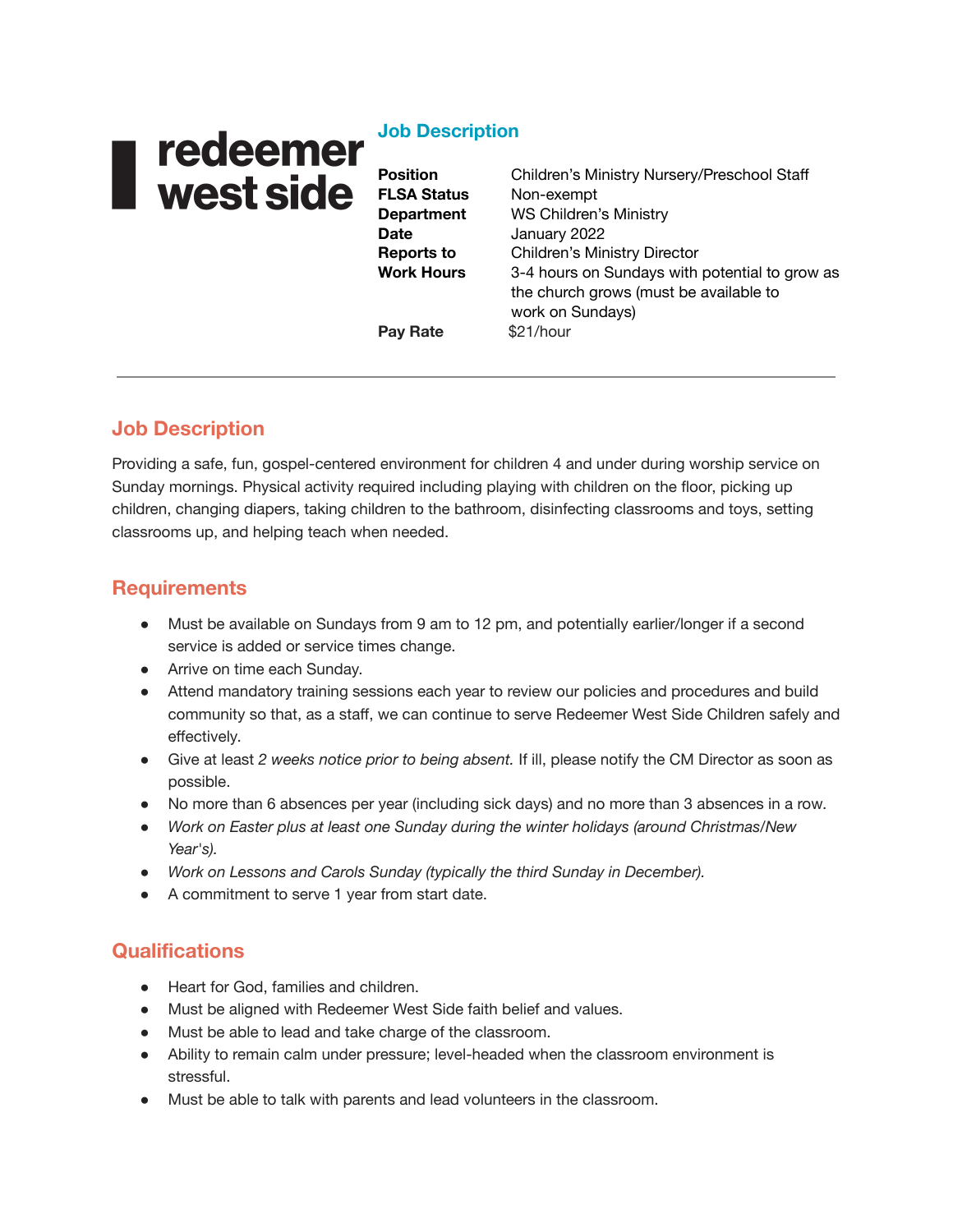**redeemer west side**

## Job Description

| | |
|---|---|
| **Position** | Children's Ministry Nursery/Preschool Staff |
| **FLSA Status** | Non-exempt |
| **Department** | WS Children's Ministry |
| **Date** | January 2022 |
| **Reports to** | Children's Ministry Director |
| **Work Hours** | 3-4 hours on Sundays with potential to grow as the church grows (must be available to work on Sundays) |
| **Pay Rate** | $21/hour |

---

## Job Description

Providing a safe, fun, gospel-centered environment for children 4 and under during worship service on Sunday mornings. Physical activity required including playing with children on the floor, picking up children, changing diapers, taking children to the bathroom, disinfecting classrooms and toys, setting classrooms up, and helping teach when needed.

## Requirements

- Must be available on Sundays from 9 am to 12 pm, and potentially earlier/longer if a second service is added or service times change.
- Arrive on time each Sunday.
- Attend mandatory training sessions each year to review our policies and procedures and build community so that, as a staff, we can continue to serve Redeemer West Side Children safely and effectively.
- Give at least *2 weeks notice prior to being absent.* If ill, please notify the CM Director as soon as possible.
- No more than 6 absences per year (including sick days) and no more than 3 absences in a row.
- *Work on Easter plus at least one Sunday during the winter holidays (around Christmas/New Year's).*
- *Work on Lessons and Carols Sunday (typically the third Sunday in December).*
- A commitment to serve 1 year from start date.

## Qualifications

- Heart for God, families and children.
- Must be aligned with Redeemer West Side faith belief and values.
- Must be able to lead and take charge of the classroom.
- Ability to remain calm under pressure; level-headed when the classroom environment is stressful.
- Must be able to talk with parents and lead volunteers in the classroom.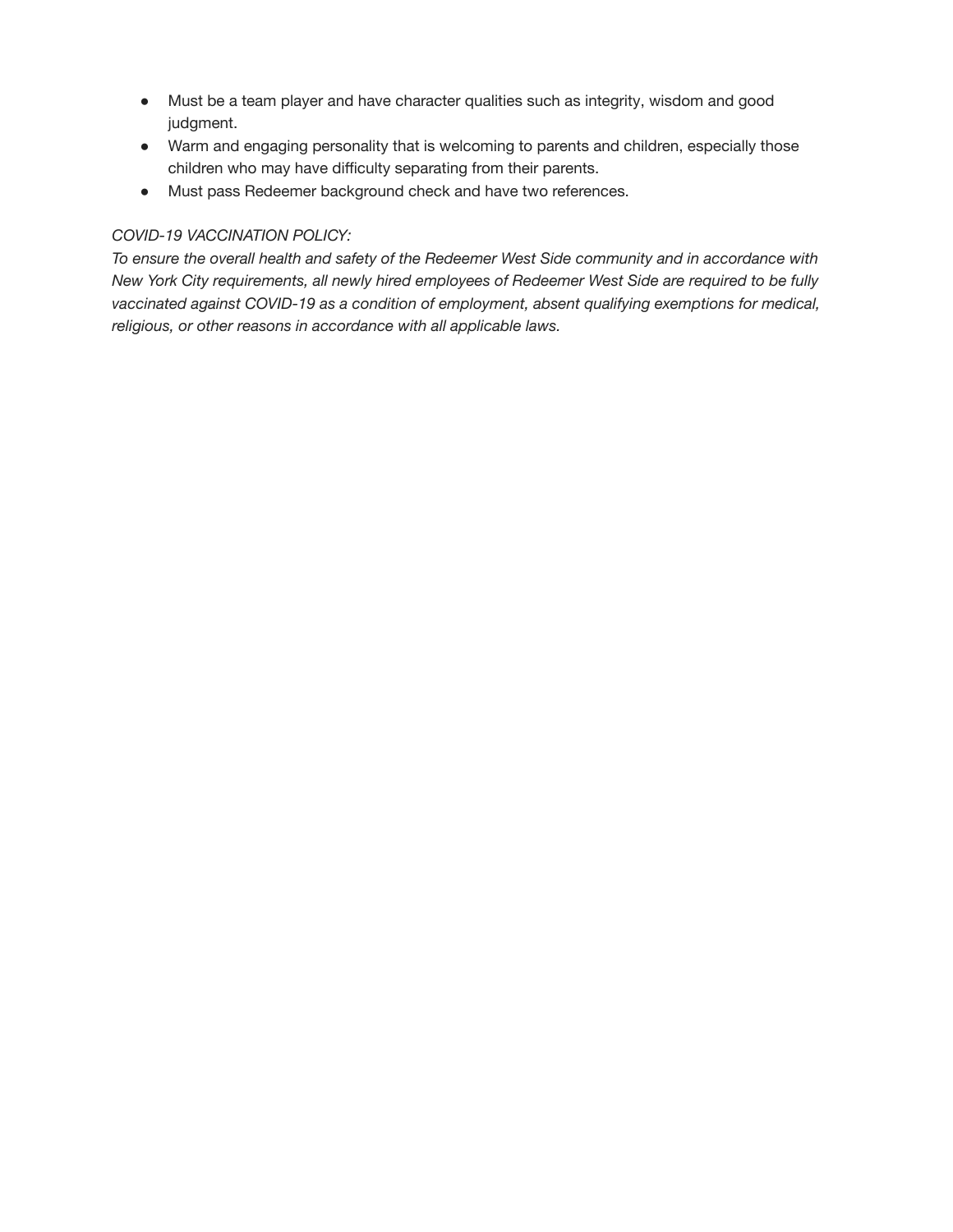- Must be a team player and have character qualities such as integrity, wisdom and good judgment.
- Warm and engaging personality that is welcoming to parents and children, especially those children who may have difficulty separating from their parents.
- Must pass Redeemer background check and have two references.

*COVID-19 VACCINATION POLICY:*

*To ensure the overall health and safety of the Redeemer West Side community and in accordance with New York City requirements, all newly hired employees of Redeemer West Side are required to be fully vaccinated against COVID-19 as a condition of employment, absent qualifying exemptions for medical, religious, or other reasons in accordance with all applicable laws.*